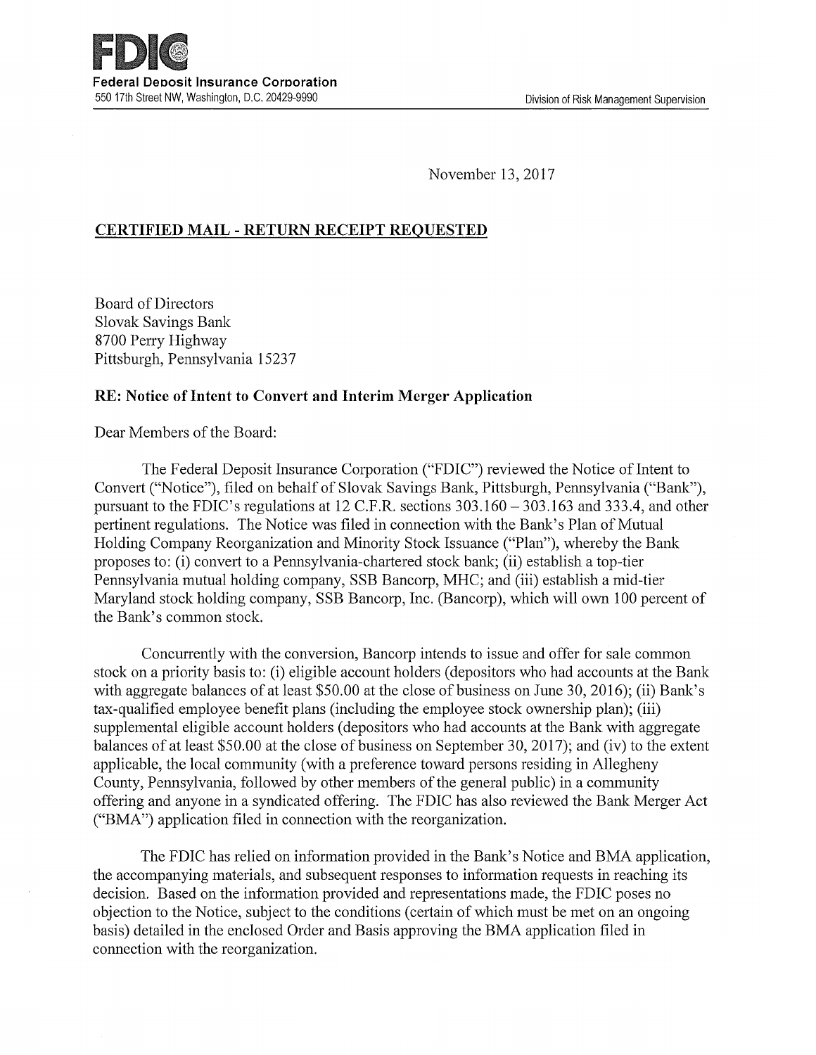**FDIC**

**Federal Deposit Insurance Corporation**
550 17th Street NW, Washington, D.C. 20429-9990

Division of Risk Management Supervision

November 13, 2017

**CERTIFIED MAIL - RETURN RECEIPT REQUESTED**

Board of Directors
Slovak Savings Bank
8700 Perry Highway
Pittsburgh, Pennsylvania 15237

**RE: Notice of Intent to Convert and Interim Merger Application**

Dear Members of the Board:

The Federal Deposit Insurance Corporation ("FDIC") reviewed the Notice of Intent to Convert ("Notice"), filed on behalf of Slovak Savings Bank, Pittsburgh, Pennsylvania ("Bank"), pursuant to the FDIC's regulations at 12 C.F.R. sections 303.160 – 303.163 and 333.4, and other pertinent regulations. The Notice was filed in connection with the Bank's Plan of Mutual Holding Company Reorganization and Minority Stock Issuance ("Plan"), whereby the Bank proposes to: (i) convert to a Pennsylvania-chartered stock bank; (ii) establish a top-tier Pennsylvania mutual holding company, SSB Bancorp, MHC; and (iii) establish a mid-tier Maryland stock holding company, SSB Bancorp, Inc. (Bancorp), which will own 100 percent of the Bank's common stock.

Concurrently with the conversion, Bancorp intends to issue and offer for sale common stock on a priority basis to: (i) eligible account holders (depositors who had accounts at the Bank with aggregate balances of at least $50.00 at the close of business on June 30, 2016); (ii) Bank's tax-qualified employee benefit plans (including the employee stock ownership plan); (iii) supplemental eligible account holders (depositors who had accounts at the Bank with aggregate balances of at least $50.00 at the close of business on September 30, 2017); and (iv) to the extent applicable, the local community (with a preference toward persons residing in Allegheny County, Pennsylvania, followed by other members of the general public) in a community offering and anyone in a syndicated offering. The FDIC has also reviewed the Bank Merger Act ("BMA") application filed in connection with the reorganization.

The FDIC has relied on information provided in the Bank's Notice and BMA application, the accompanying materials, and subsequent responses to information requests in reaching its decision. Based on the information provided and representations made, the FDIC poses no objection to the Notice, subject to the conditions (certain of which must be met on an ongoing basis) detailed in the enclosed Order and Basis approving the BMA application filed in connection with the reorganization.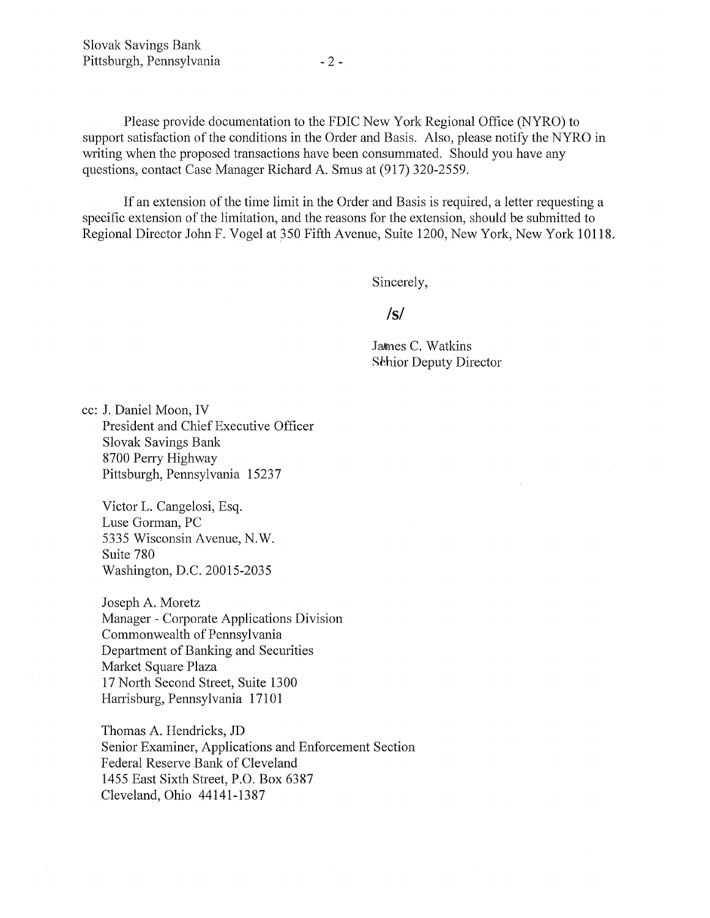Please provide documentation to the FDIC New York Regional Office (NYRO) to support satisfaction of the conditions in the Order and Basis. Also, please notify the NYRO in writing when the proposed transactions have been consummated. Should you have any questions, contact Case Manager Richard A. Smus at (917) 320-2559.

If an extension of the time limit in the Order and Basis is required, a letter requesting a specific extension of the limitation, and the reasons for the extension, should be submitted to Regional Director John F. Vogel at 350 Fifth Avenue, Suite 1200, New York, New York 10118.

Sincerely,

/s/

James C. Watkins
Senior Deputy Director

cc: J. Daniel Moon, IV
President and Chief Executive Officer
Slovak Savings Bank
8700 Perry Highway
Pittsburgh, Pennsylvania 15237

Victor L. Cangelosi, Esq.
Luse Gorman, PC
5335 Wisconsin Avenue, N.W.
Suite 780
Washington, D.C. 20015-2035

Joseph A. Moretz
Manager - Corporate Applications Division
Commonwealth of Pennsylvania
Department of Banking and Securities
Market Square Plaza
17 North Second Street, Suite 1300
Harrisburg, Pennsylvania 17101

Thomas A. Hendricks, JD
Senior Examiner, Applications and Enforcement Section
Federal Reserve Bank of Cleveland
1455 East Sixth Street, P.O. Box 6387
Cleveland, Ohio 44141-1387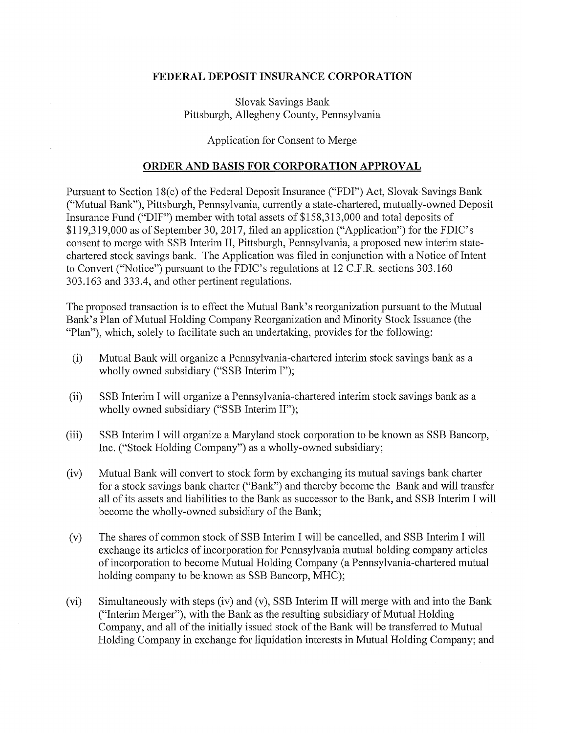**FEDERAL DEPOSIT INSURANCE CORPORATION**

Slovak Savings Bank
Pittsburgh, Allegheny County, Pennsylvania

Application for Consent to Merge

**ORDER AND BASIS FOR CORPORATION APPROVAL**

Pursuant to Section 18(c) of the Federal Deposit Insurance ("FDI") Act, Slovak Savings Bank ("Mutual Bank"), Pittsburgh, Pennsylvania, currently a state-chartered, mutually-owned Deposit Insurance Fund ("DIF") member with total assets of $158,313,000 and total deposits of $119,319,000 as of September 30, 2017, filed an application ("Application") for the FDIC's consent to merge with SSB Interim II, Pittsburgh, Pennsylvania, a proposed new interim state-chartered stock savings bank. The Application was filed in conjunction with a Notice of Intent to Convert ("Notice") pursuant to the FDIC's regulations at 12 C.F.R. sections 303.160 – 303.163 and 333.4, and other pertinent regulations.

The proposed transaction is to effect the Mutual Bank's reorganization pursuant to the Mutual Bank's Plan of Mutual Holding Company Reorganization and Minority Stock Issuance (the "Plan"), which, solely to facilitate such an undertaking, provides for the following:

(i) Mutual Bank will organize a Pennsylvania-chartered interim stock savings bank as a wholly owned subsidiary ("SSB Interim I");

(ii) SSB Interim I will organize a Pennsylvania-chartered interim stock savings bank as a wholly owned subsidiary ("SSB Interim II");

(iii) SSB Interim I will organize a Maryland stock corporation to be known as SSB Bancorp, Inc. ("Stock Holding Company") as a wholly-owned subsidiary;

(iv) Mutual Bank will convert to stock form by exchanging its mutual savings bank charter for a stock savings bank charter ("Bank") and thereby become the Bank and will transfer all of its assets and liabilities to the Bank as successor to the Bank, and SSB Interim I will become the wholly-owned subsidiary of the Bank;

(v) The shares of common stock of SSB Interim I will be cancelled, and SSB Interim I will exchange its articles of incorporation for Pennsylvania mutual holding company articles of incorporation to become Mutual Holding Company (a Pennsylvania-chartered mutual holding company to be known as SSB Bancorp, MHC);

(vi) Simultaneously with steps (iv) and (v), SSB Interim II will merge with and into the Bank ("Interim Merger"), with the Bank as the resulting subsidiary of Mutual Holding Company, and all of the initially issued stock of the Bank will be transferred to Mutual Holding Company in exchange for liquidation interests in Mutual Holding Company; and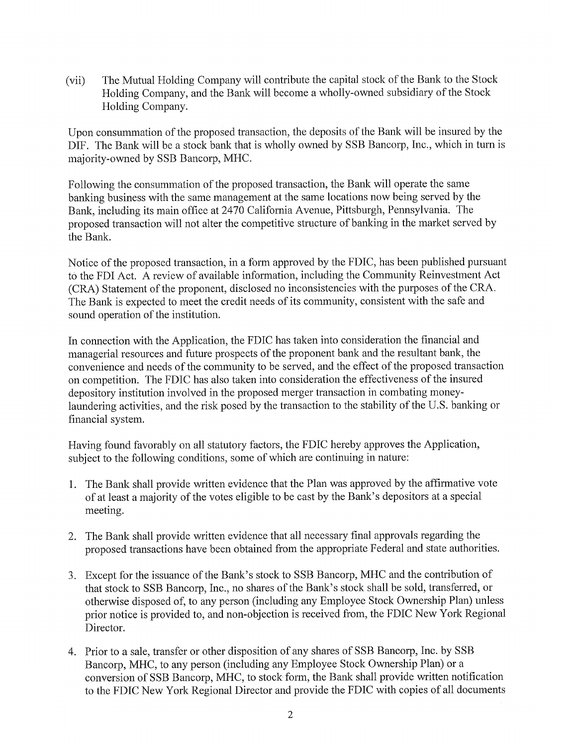(vii) The Mutual Holding Company will contribute the capital stock of the Bank to the Stock Holding Company, and the Bank will become a wholly-owned subsidiary of the Stock Holding Company.

Upon consummation of the proposed transaction, the deposits of the Bank will be insured by the DIF. The Bank will be a stock bank that is wholly owned by SSB Bancorp, Inc., which in turn is majority-owned by SSB Bancorp, MHC.

Following the consummation of the proposed transaction, the Bank will operate the same banking business with the same management at the same locations now being served by the Bank, including its main office at 2470 California Avenue, Pittsburgh, Pennsylvania. The proposed transaction will not alter the competitive structure of banking in the market served by the Bank.

Notice of the proposed transaction, in a form approved by the FDIC, has been published pursuant to the FDI Act. A review of available information, including the Community Reinvestment Act (CRA) Statement of the proponent, disclosed no inconsistencies with the purposes of the CRA. The Bank is expected to meet the credit needs of its community, consistent with the safe and sound operation of the institution.

In connection with the Application, the FDIC has taken into consideration the financial and managerial resources and future prospects of the proponent bank and the resultant bank, the convenience and needs of the community to be served, and the effect of the proposed transaction on competition. The FDIC has also taken into consideration the effectiveness of the insured depository institution involved in the proposed merger transaction in combating money-laundering activities, and the risk posed by the transaction to the stability of the U.S. banking or financial system.

Having found favorably on all statutory factors, the FDIC hereby approves the Application, subject to the following conditions, some of which are continuing in nature:

1. The Bank shall provide written evidence that the Plan was approved by the affirmative vote of at least a majority of the votes eligible to be cast by the Bank's depositors at a special meeting.

2. The Bank shall provide written evidence that all necessary final approvals regarding the proposed transactions have been obtained from the appropriate Federal and state authorities.

3. Except for the issuance of the Bank's stock to SSB Bancorp, MHC and the contribution of that stock to SSB Bancorp, Inc., no shares of the Bank's stock shall be sold, transferred, or otherwise disposed of, to any person (including any Employee Stock Ownership Plan) unless prior notice is provided to, and non-objection is received from, the FDIC New York Regional Director.

4. Prior to a sale, transfer or other disposition of any shares of SSB Bancorp, Inc. by SSB Bancorp, MHC, to any person (including any Employee Stock Ownership Plan) or a conversion of SSB Bancorp, MHC, to stock form, the Bank shall provide written notification to the FDIC New York Regional Director and provide the FDIC with copies of all documents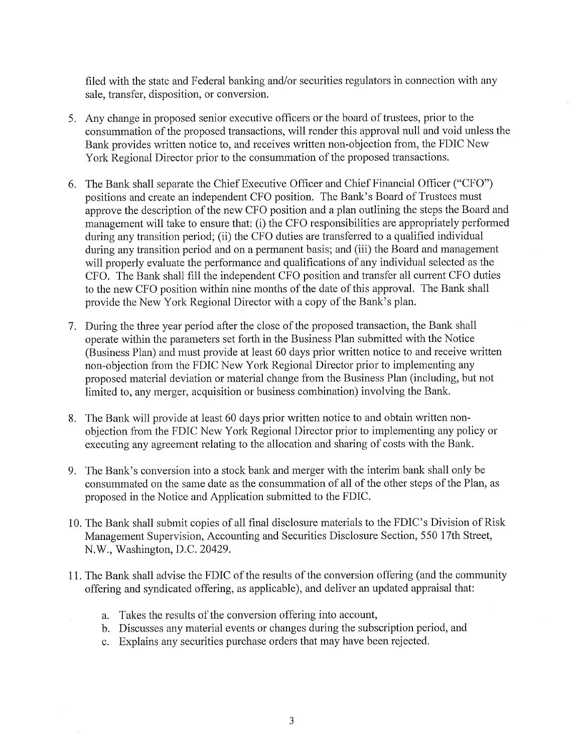filed with the state and Federal banking and/or securities regulators in connection with any sale, transfer, disposition, or conversion.

5. Any change in proposed senior executive officers or the board of trustees, prior to the consummation of the proposed transactions, will render this approval null and void unless the Bank provides written notice to, and receives written non-objection from, the FDIC New York Regional Director prior to the consummation of the proposed transactions.

6. The Bank shall separate the Chief Executive Officer and Chief Financial Officer ("CFO") positions and create an independent CFO position. The Bank's Board of Trustees must approve the description of the new CFO position and a plan outlining the steps the Board and management will take to ensure that: (i) the CFO responsibilities are appropriately performed during any transition period; (ii) the CFO duties are transferred to a qualified individual during any transition period and on a permanent basis; and (iii) the Board and management will properly evaluate the performance and qualifications of any individual selected as the CFO. The Bank shall fill the independent CFO position and transfer all current CFO duties to the new CFO position within nine months of the date of this approval. The Bank shall provide the New York Regional Director with a copy of the Bank's plan.

7. During the three year period after the close of the proposed transaction, the Bank shall operate within the parameters set forth in the Business Plan submitted with the Notice (Business Plan) and must provide at least 60 days prior written notice to and receive written non-objection from the FDIC New York Regional Director prior to implementing any proposed material deviation or material change from the Business Plan (including, but not limited to, any merger, acquisition or business combination) involving the Bank.

8. The Bank will provide at least 60 days prior written notice to and obtain written non-objection from the FDIC New York Regional Director prior to implementing any policy or executing any agreement relating to the allocation and sharing of costs with the Bank.

9. The Bank's conversion into a stock bank and merger with the interim bank shall only be consummated on the same date as the consummation of all of the other steps of the Plan, as proposed in the Notice and Application submitted to the FDIC.

10. The Bank shall submit copies of all final disclosure materials to the FDIC's Division of Risk Management Supervision, Accounting and Securities Disclosure Section, 550 17th Street, N.W., Washington, D.C. 20429.

11. The Bank shall advise the FDIC of the results of the conversion offering (and the community offering and syndicated offering, as applicable), and deliver an updated appraisal that:

    a. Takes the results of the conversion offering into account,
    b. Discusses any material events or changes during the subscription period, and
    c. Explains any securities purchase orders that may have been rejected.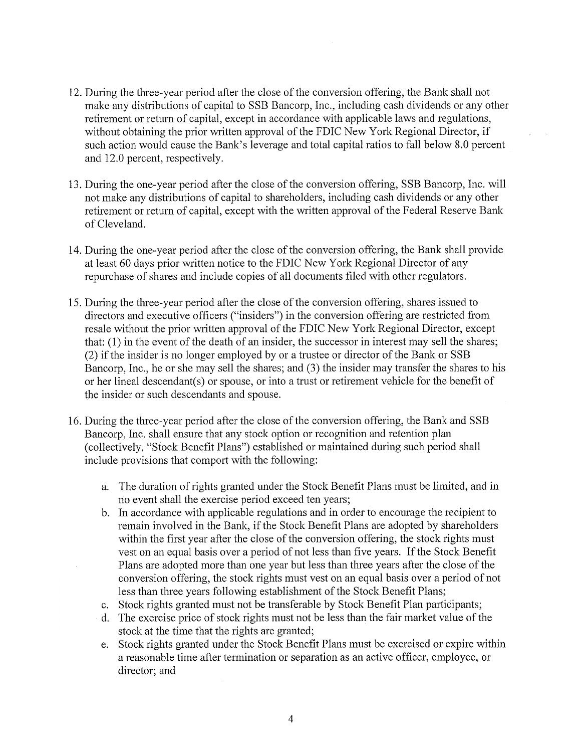12. During the three-year period after the close of the conversion offering, the Bank shall not make any distributions of capital to SSB Bancorp, Inc., including cash dividends or any other retirement or return of capital, except in accordance with applicable laws and regulations, without obtaining the prior written approval of the FDIC New York Regional Director, if such action would cause the Bank's leverage and total capital ratios to fall below 8.0 percent and 12.0 percent, respectively.

13. During the one-year period after the close of the conversion offering, SSB Bancorp, Inc. will not make any distributions of capital to shareholders, including cash dividends or any other retirement or return of capital, except with the written approval of the Federal Reserve Bank of Cleveland.

14. During the one-year period after the close of the conversion offering, the Bank shall provide at least 60 days prior written notice to the FDIC New York Regional Director of any repurchase of shares and include copies of all documents filed with other regulators.

15. During the three-year period after the close of the conversion offering, shares issued to directors and executive officers ("insiders") in the conversion offering are restricted from resale without the prior written approval of the FDIC New York Regional Director, except that: (1) in the event of the death of an insider, the successor in interest may sell the shares; (2) if the insider is no longer employed by or a trustee or director of the Bank or SSB Bancorp, Inc., he or she may sell the shares; and (3) the insider may transfer the shares to his or her lineal descendant(s) or spouse, or into a trust or retirement vehicle for the benefit of the insider or such descendants and spouse.

16. During the three-year period after the close of the conversion offering, the Bank and SSB Bancorp, Inc. shall ensure that any stock option or recognition and retention plan (collectively, "Stock Benefit Plans") established or maintained during such period shall include provisions that comport with the following:

    a. The duration of rights granted under the Stock Benefit Plans must be limited, and in no event shall the exercise period exceed ten years;
    b. In accordance with applicable regulations and in order to encourage the recipient to remain involved in the Bank, if the Stock Benefit Plans are adopted by shareholders within the first year after the close of the conversion offering, the stock rights must vest on an equal basis over a period of not less than five years. If the Stock Benefit Plans are adopted more than one year but less than three years after the close of the conversion offering, the stock rights must vest on an equal basis over a period of not less than three years following establishment of the Stock Benefit Plans;
    c. Stock rights granted must not be transferable by Stock Benefit Plan participants;
    d. The exercise price of stock rights must not be less than the fair market value of the stock at the time that the rights are granted;
    e. Stock rights granted under the Stock Benefit Plans must be exercised or expire within a reasonable time after termination or separation as an active officer, employee, or director; and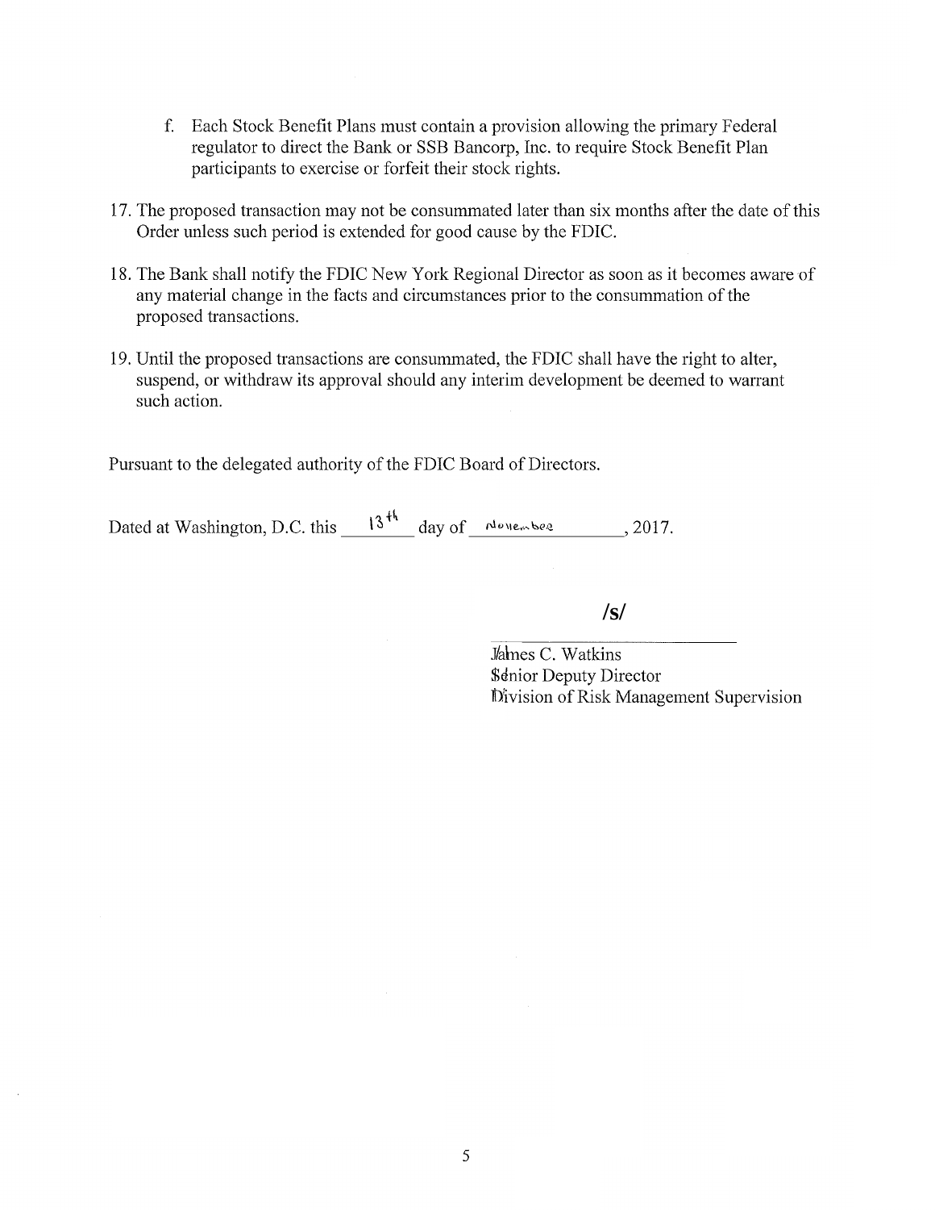f. Each Stock Benefit Plans must contain a provision allowing the primary Federal regulator to direct the Bank or SSB Bancorp, Inc. to require Stock Benefit Plan participants to exercise or forfeit their stock rights.

17. The proposed transaction may not be consummated later than six months after the date of this Order unless such period is extended for good cause by the FDIC.

18. The Bank shall notify the FDIC New York Regional Director as soon as it becomes aware of any material change in the facts and circumstances prior to the consummation of the proposed transactions.

19. Until the proposed transactions are consummated, the FDIC shall have the right to alter, suspend, or withdraw its approval should any interim development be deemed to warrant such action.

Pursuant to the delegated authority of the FDIC Board of Directors.

Dated at Washington, D.C. this 13th day of November, 2017.

/s/

James C. Watkins
Senior Deputy Director
Division of Risk Management Supervision